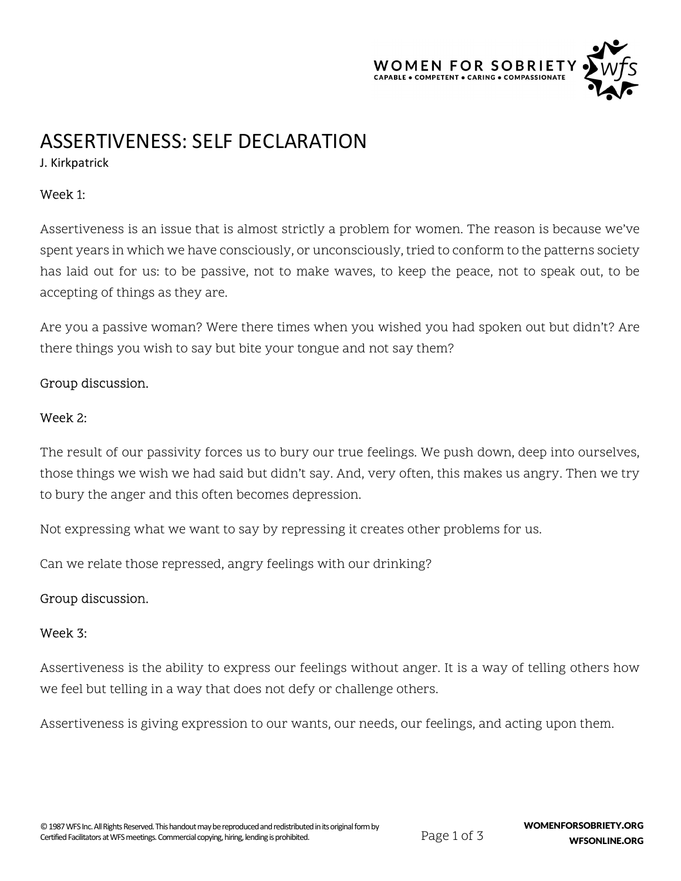# ASSERTIVENESS: SELF DECLARATION

J. Kirkpatrick

Week 1:

Assertiveness is an issue that is almost strictly a problem for women. The reason is because we've spent years in which we have consciously, or unconsciously, tried to conform to the patterns society has laid out for us: to be passive, not to make waves, to keep the peace, not to speak out, to be accepting of things as they are.

Are you a passive woman? Were there times when you wished you had spoken out but didn't? Are there things you wish to say but bite your tongue and not say them?

Group discussion.

Week 2:

The result of our passivity forces us to bury our true feelings. We push down, deep into ourselves, those things we wish we had said but didn't say. And, very often, this makes us angry. Then we try to bury the anger and this often becomes depression.

Not expressing what we want to say by repressing it creates other problems for us.

Can we relate those repressed, angry feelings with our drinking?

Group discussion.

Week 3:

Assertiveness is the ability to express our feelings without anger. It is a way of telling others how we feel but telling in a way that does not defy or challenge others.

Assertiveness is giving expression to our wants, our needs, our feelings, and acting upon them.

© 1987 WFS Inc. All Rights Reserved. This handout may be reproduced and redistributed in its original form by Certified Facilitators at WFS meetings. Commercial copying, hiring, lending is prohibited.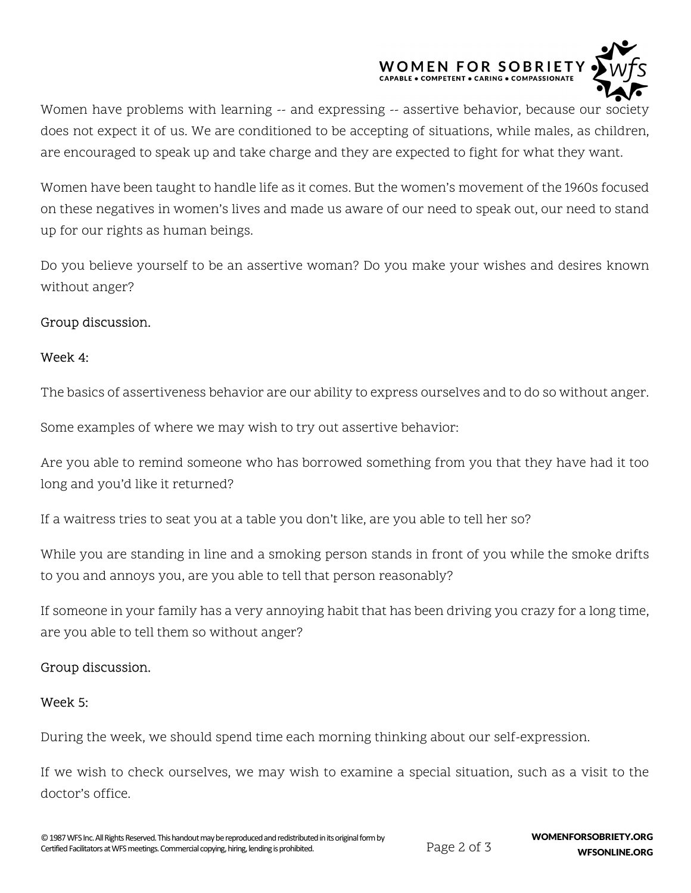Women have problems with learning -- and expressing -- assertive behavior, because our society does not expect it of us. We are conditioned to be accepting of situations, while males, as children, are encouraged to speak up and take charge and they are expected to fight for what they want.

Women have been taught to handle life as it comes. But the women's movement of the 1960s focused on these negatives in women's lives and made us aware of our need to speak out, our need to stand up for our rights as human beings.

Do you believe yourself to be an assertive woman? Do you make your wishes and desires known without anger?

Group discussion.

Week 4:

The basics of assertiveness behavior are our ability to express ourselves and to do so without anger.

Some examples of where we may wish to try out assertive behavior:

Are you able to remind someone who has borrowed something from you that they have had it too long and you'd like it returned?

If a waitress tries to seat you at a table you don't like, are you able to tell her so?

While you are standing in line and a smoking person stands in front of you while the smoke drifts to you and annoys you, are you able to tell that person reasonably?

If someone in your family has a very annoying habit that has been driving you crazy for a long time, are you able to tell them so without anger?

Group discussion.

Week 5:

During the week, we should spend time each morning thinking about our self-expression.

If we wish to check ourselves, we may wish to examine a special situation, such as a visit to the doctor's office.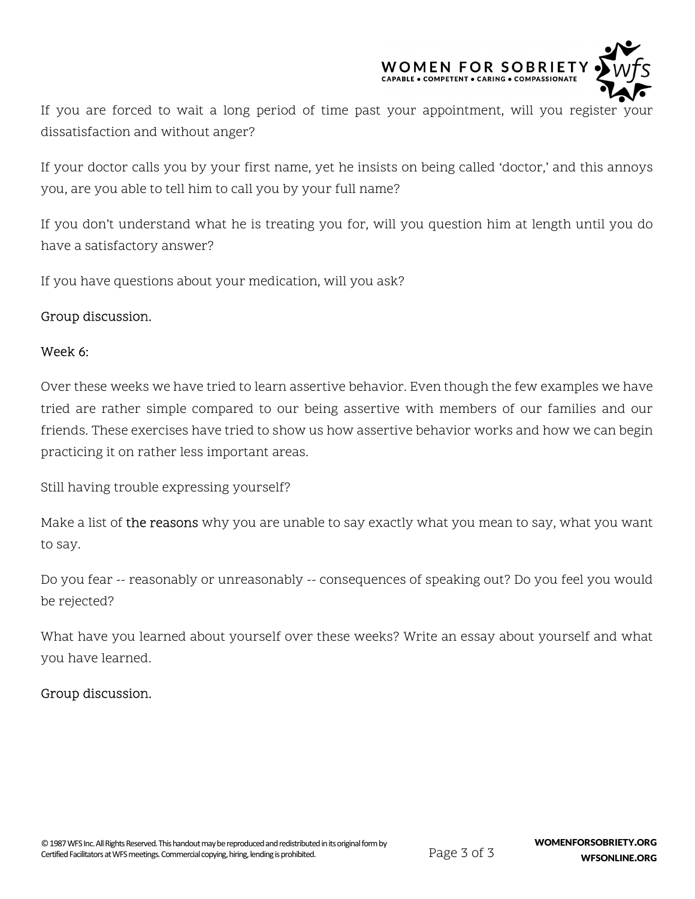If you are forced to wait a long period of time past your appointment, will you register your dissatisfaction and without anger?

If your doctor calls you by your first name, yet he insists on being called ‘doctor,’ and this annoys you, are you able to tell him to call you by your full name?

If you don’t understand what he is treating you for, will you question him at length until you do have a satisfactory answer?

If you have questions about your medication, will you ask?

Group discussion.

Week 6:

Over these weeks we have tried to learn assertive behavior. Even though the few examples we have tried are rather simple compared to our being assertive with members of our families and our friends. These exercises have tried to show us how assertive behavior works and how we can begin practicing it on rather less important areas.

Still having trouble expressing yourself?

Make a list of the reasons why you are unable to say exactly what you mean to say, what you want to say.

Do you fear -- reasonably or unreasonably -- consequences of speaking out? Do you feel you would be rejected?

What have you learned about yourself over these weeks? Write an essay about yourself and what you have learned.

Group discussion.

© 1987 WFS Inc. All Rights Reserved. This handout may be reproduced and redistributed in its original form by Certified Facilitators at WFS meetings. Commercial copying, hiring, lending is prohibited.